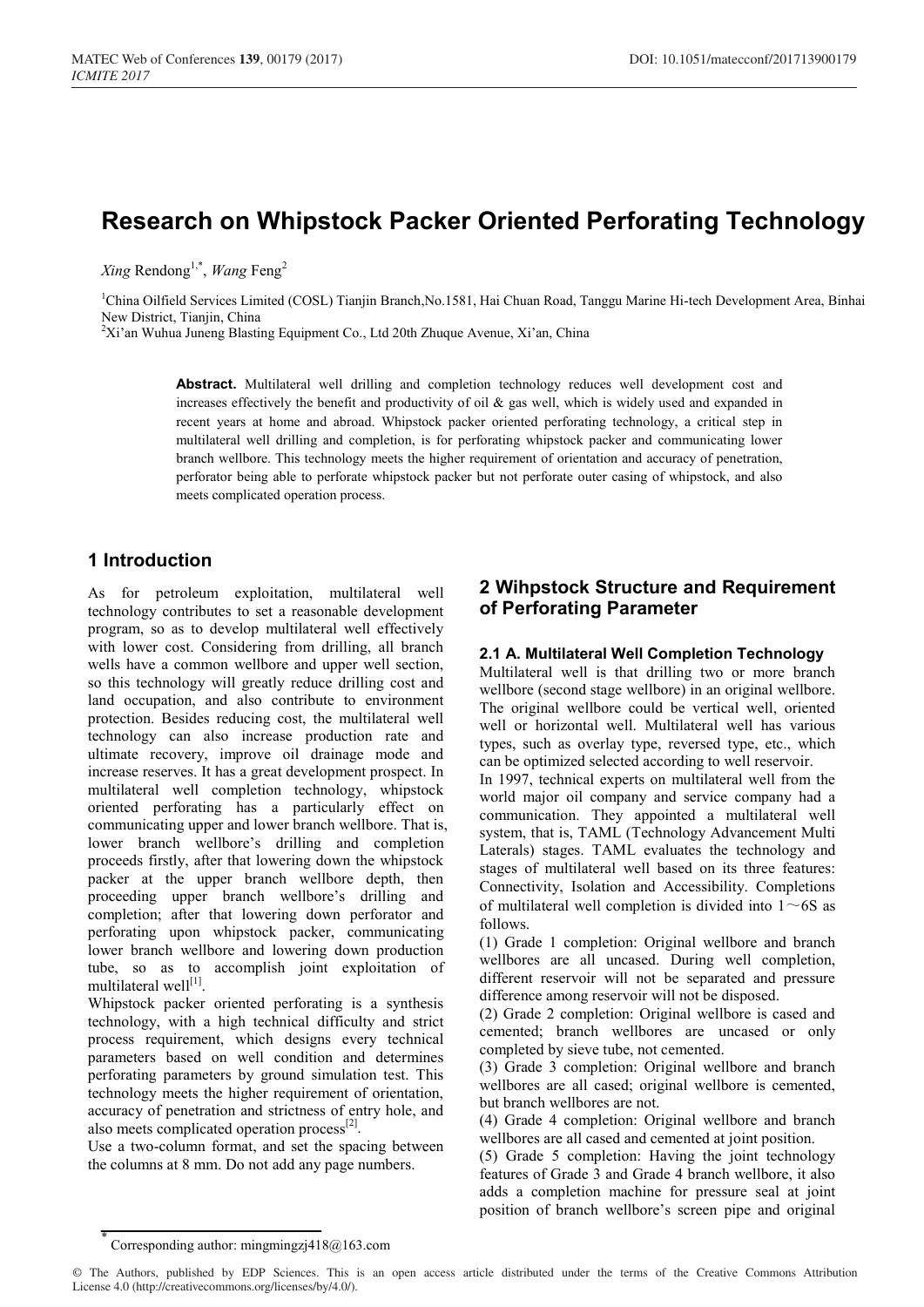# Research on Whipstock Packer Oriented Perforating Technology

*Xing* Rendong[1,*], *Wang* Feng[2]

[1]China Oilfield Services Limited (COSL) Tianjin Branch,No.1581, Hai Chuan Road, Tanggu Marine Hi-tech Development Area, Binhai New District, Tianjin, China

[2]Xi'an Wuhua Juneng Blasting Equipment Co., Ltd 20th Zhuque Avenue, Xi'an, China

**Abstract.** Multilateral well drilling and completion technology reduces well development cost and increases effectively the benefit and productivity of oil & gas well, which is widely used and expanded in recent years at home and abroad. Whipstock packer oriented perforating technology, a critical step in multilateral well drilling and completion, is for perforating whipstock packer and communicating lower branch wellbore. This technology meets the higher requirement of orientation and accuracy of penetration, perforator being able to perforate whipstock packer but not perforate outer casing of whipstock, and also meets complicated operation process.

## 1 Introduction

As for petroleum exploitation, multilateral well technology contributes to set a reasonable development program, so as to develop multilateral well effectively with lower cost. Considering from drilling, all branch wells have a common wellbore and upper well section, so this technology will greatly reduce drilling cost and land occupation, and also contribute to environment protection. Besides reducing cost, the multilateral well technology can also increase production rate and ultimate recovery, improve oil drainage mode and increase reserves. It has a great development prospect. In multilateral well completion technology, whipstock oriented perforating has a particularly effect on communicating upper and lower branch wellbore. That is, lower branch wellbore's drilling and completion proceeds firstly, after that lowering down the whipstock packer at the upper branch wellbore depth, then proceeding upper branch wellbore's drilling and completion; after that lowering down perforator and perforating upon whipstock packer, communicating lower branch wellbore and lowering down production tube, so as to accomplish joint exploitation of multilateral well[1].

Whipstock packer oriented perforating is a synthesis technology, with a high technical difficulty and strict process requirement, which designs every technical parameters based on well condition and determines perforating parameters by ground simulation test. This technology meets the higher requirement of orientation, accuracy of penetration and strictness of entry hole, and also meets complicated operation process[2].

Use a two-column format, and set the spacing between the columns at 8 mm. Do not add any page numbers.

## 2 Wihpstock Structure and Requirement of Perforating Parameter

### 2.1 A. Multilateral Well Completion Technology

Multilateral well is that drilling two or more branch wellbore (second stage wellbore) in an original wellbore. The original wellbore could be vertical well, oriented well or horizontal well. Multilateral well has various types, such as overlay type, reversed type, etc., which can be optimized selected according to well reservoir.

In 1997, technical experts on multilateral well from the world major oil company and service company had a communication. They appointed a multilateral well system, that is, TAML (Technology Advancement Multi Laterals) stages. TAML evaluates the technology and stages of multilateral well based on its three features: Connectivity, Isolation and Accessibility. Completions of multilateral well completion is divided into 1～6S as follows.

(1) Grade 1 completion: Original wellbore and branch wellbores are all uncased. During well completion, different reservoir will not be separated and pressure difference among reservoir will not be disposed.

(2) Grade 2 completion: Original wellbore is cased and cemented; branch wellbores are uncased or only completed by sieve tube, not cemented.

(3) Grade 3 completion: Original wellbore and branch wellbores are all cased; original wellbore is cemented, but branch wellbores are not.

(4) Grade 4 completion: Original wellbore and branch wellbores are all cased and cemented at joint position.

(5) Grade 5 completion: Having the joint technology features of Grade 3 and Grade 4 branch wellbore, it also adds a completion machine for pressure seal at joint position of branch wellbore's screen pipe and original

* Corresponding author: mingmingzj418@163.com

© The Authors, published by EDP Sciences. This is an open access article distributed under the terms of the Creative Commons Attribution License 4.0 (http://creativecommons.org/licenses/by/4.0/).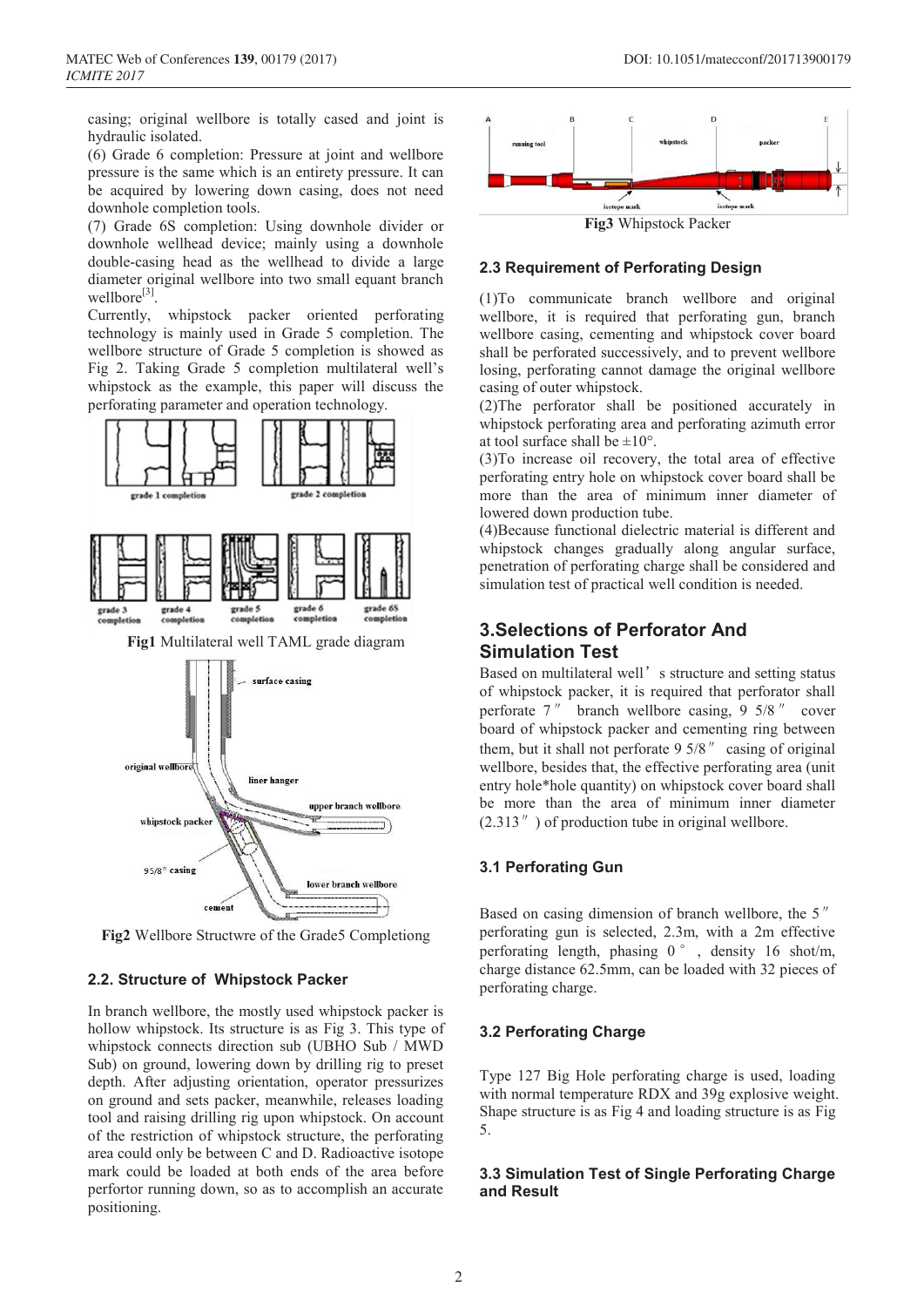casing; original wellbore is totally cased and joint is hydraulic isolated.

(6) Grade 6 completion: Pressure at joint and wellbore pressure is the same which is an entirety pressure. It can be acquired by lowering down casing, does not need downhole completion tools.

(7) Grade 6S completion: Using downhole divider or downhole wellhead device; mainly using a downhole double-casing head as the wellhead to divide a large diameter original wellbore into two small equant branch wellbore[3].

Currently, whipstock packer oriented perforating technology is mainly used in Grade 5 completion. The wellbore structure of Grade 5 completion is showed as Fig 2. Taking Grade 5 completion multilateral well's whipstock as the example, this paper will discuss the perforating parameter and operation technology.

**Fig1** Multilateral well TAML grade diagram

**Fig2** Wellbore Structwre of the Grade5 Completiong

### 2.2. Structure of Whipstock Packer

In branch wellbore, the mostly used whipstock packer is hollow whipstock. Its structure is as Fig 3. This type of whipstock connects direction sub (UBHO Sub / MWD Sub) on ground, lowering down by drilling rig to preset depth. After adjusting orientation, operator pressurizes on ground and sets packer, meanwhile, releases loading tool and raising drilling rig upon whipstock. On account of the restriction of whipstock structure, the perforating area could only be between C and D. Radioactive isotope mark could be loaded at both ends of the area before perfortor running down, so as to accomplish an accurate positioning.

**Fig3** Whipstock Packer

### 2.3 Requirement of Perforating Design

(1)To communicate branch wellbore and original wellbore, it is required that perforating gun, branch wellbore casing, cementing and whipstock cover board shall be perforated successively, and to prevent wellbore losing, perforating cannot damage the original wellbore casing of outer whipstock.

(2)The perforator shall be positioned accurately in whipstock perforating area and perforating azimuth error at tool surface shall be $\pm 10°$.

(3)To increase oil recovery, the total area of effective perforating entry hole on whipstock cover board shall be more than the area of minimum inner diameter of lowered down production tube.

(4)Because functional dielectric material is different and whipstock changes gradually along angular surface, penetration of perforating charge shall be considered and simulation test of practical well condition is needed.

## 3.Selections of Perforator And Simulation Test

Based on multilateral well's structure and setting status of whipstock packer, it is required that perforator shall perforate 7″ branch wellbore casing, 9 5/8″ cover board of whipstock packer and cementing ring between them, but it shall not perforate 9 5/8″ casing of original wellbore, besides that, the effective perforating area (unit entry hole*hole quantity) on whipstock cover board shall be more than the area of minimum inner diameter (2.313″) of production tube in original wellbore.

### 3.1 Perforating Gun

Based on casing dimension of branch wellbore, the 5″ perforating gun is selected, 2.3m, with a 2m effective perforating length, phasing 0°, density 16 shot/m, charge distance 62.5mm, can be loaded with 32 pieces of perforating charge.

### 3.2 Perforating Charge

Type 127 Big Hole perforating charge is used, loading with normal temperature RDX and 39g explosive weight. Shape structure is as Fig 4 and loading structure is as Fig 5.

### 3.3 Simulation Test of Single Perforating Charge and Result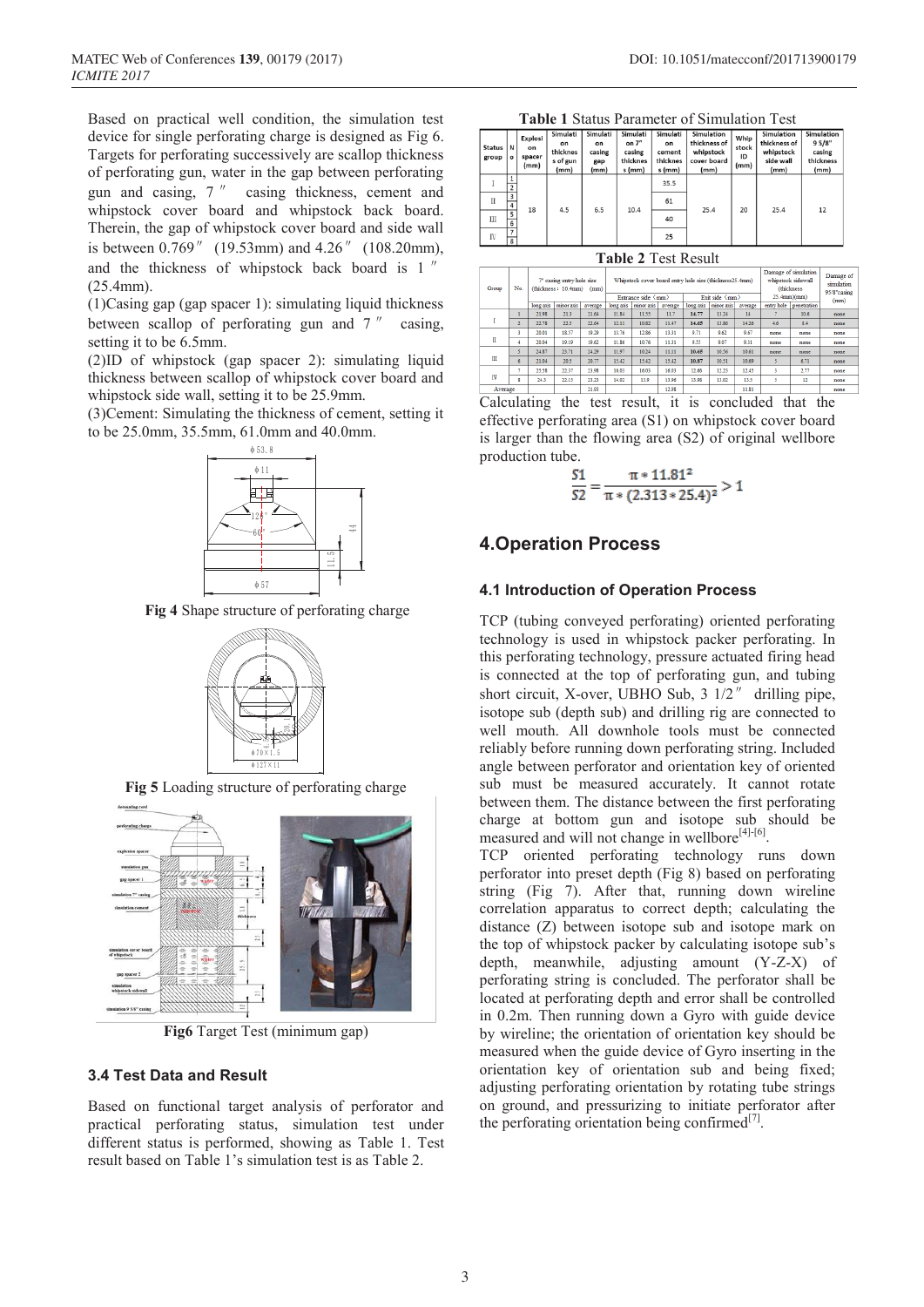Based on practical well condition, the simulation test device for single perforating charge is designed as Fig 6. Targets for perforating successively are scallop thickness of perforating gun, water in the gap between perforating gun and casing, 7″ casing thickness, cement and whipstock cover board and whipstock back board. Therein, the gap of whipstock cover board and side wall is between 0.769″ (19.53mm) and 4.26″ (108.20mm), and the thickness of whipstock back board is 1″ (25.4mm).

(1)Casing gap (gap spacer 1): simulating liquid thickness between scallop of perforating gun and 7″ casing, setting it to be 6.5mm.

(2)ID of whipstock (gap spacer 2): simulating liquid thickness between scallop of whipstock cover board and whipstock side wall, setting it to be 25.9mm.

(3)Cement: Simulating the thickness of cement, setting it to be 25.0mm, 35.5mm, 61.0mm and 40.0mm.

**Fig 4** Shape structure of perforating charge

**Fig 5** Loading structure of perforating charge

**Fig6** Target Test (minimum gap)

### 3.4 Test Data and Result

Based on functional target analysis of perforator and practical perforating status, simulation test under different status is performed, showing as Table 1. Test result based on Table 1's simulation test is as Table 2.

**Table 1** Status Parameter of Simulation Test

| Status group | No | Explosion spacer (mm) | Simulation thickness of gun (mm) | Simulation casing gap (mm) | Simulation on 7" casing thickness (mm) | Simulation cement thickness (mm) | Simulation thickness of whipstock cover board (mm) | Whipstock ID (mm) | Simulation thickness of whipstock side wall (mm) | Simulation 9 5/8" casing thickness (mm) |
|---|---|---|---|---|---|---|---|---|---|---|
| Ⅰ | 1 | 18 | 4.5 | 6.5 | 10.4 | 35.5 | 25.4 | 20 | 25.4 | 12 |
| | 2 | | | | | | | | | |
| Ⅱ | 3 | | | | | 61 | | | | |
| | 4 | | | | | | | | | |
| Ⅲ | 5 | | | | | 40 | | | | |
| | 6 | | | | | | | | | |
| Ⅳ | 7 | | | | | 25 | | | | |
| | 8 | | | | | | | | | |

**Table 2** Test Result

| Group | No. | 7" casing entry hole size (thickness: 10.4mm) (mm) | | | Whipstock cover board entry hole size (thickness25.4mm) | | | | | | Damage of simulation whipstock sidewall (thickness 25.4mm)(mm) | | Damage of simulation 9 5/8" casing (mm) |
|---|---|---|---|---|---|---|---|---|---|---|---|---|---|
| | | | | | Entrance side (mm) | | | Exit side (mm) | | | | | |
| | | long axis | minor axis | average | long axis | minor axis | average | long axis | minor axis | average | entry hole | penetration | |
| Ⅰ | 1 | 21.96 | 21.3 | 21.64 | 11.84 | 11.55 | 11.7 | 14.77 | 13.24 | 14 | 7 | 10.6 | none |
| | 2 | 22.78 | 22.5 | 22.64 | 12.11 | 10.82 | 11.47 | 14.65 | 13.86 | 14.26 | 4.6 | 8.4 | none |
| Ⅱ | 3 | 20.01 | 18.57 | 19.29 | 13.76 | 12.86 | 13.31 | 9.71 | 9.62 | 9.67 | none | none | none |
| | 4 | 20.04 | 19.19 | 19.62 | 11.86 | 10.76 | 11.31 | 9.55 | 9.07 | 9.31 | none | none | none |
| Ⅲ | 5 | 24.87 | 23.71 | 24.29 | 11.97 | 10.24 | 11.11 | 10.65 | 10.56 | 10.61 | none | none | none |
| | 6 | 21.04 | 20.5 | 20.77 | 15.42 | 15.42 | 15.42 | 10.87 | 10.51 | 10.69 | 5 | 6.71 | none |
| Ⅳ | 7 | 25.58 | 22.37 | 23.98 | 16.03 | 16.03 | 16.03 | 12.66 | 12.23 | 12.45 | 5 | 2.77 | none |
| | 8 | 24.3 | 22.15 | 23.23 | 14.02 | 13.9 | 13.96 | 13.98 | 11.02 | 12.5 | 5 | 12 | none |
| Average | | | | 21.93 | | | 12.98 | | | 11.81 | | | none |

Calculating the test result, it is concluded that the effective perforating area (S1) on whipstock cover board is larger than the flowing area (S2) of original wellbore production tube.

$$\frac{S1}{S2} = \frac{\pi * 11.81^2}{\pi * (2.313 * 25.4)^2} > 1$$

## 4.Operation Process

### 4.1 Introduction of Operation Process

TCP (tubing conveyed perforating) oriented perforating technology is used in whipstock packer perforating. In this perforating technology, pressure actuated firing head is connected at the top of perforating gun, and tubing short circuit, X-over, UBHO Sub, 3 1/2″ drilling pipe, isotope sub (depth sub) and drilling rig are connected to well mouth. All downhole tools must be connected reliably before running down perforating string. Included angle between perforator and orientation key of oriented sub must be measured accurately. It cannot rotate between them. The distance between the first perforating charge at bottom gun and isotope sub should be measured and will not change in wellbore[4]-[6].

TCP oriented perforating technology runs down perforator into preset depth (Fig 8) based on perforating string (Fig 7). After that, running down wireline correlation apparatus to correct depth; calculating the distance (Z) between isotope sub and isotope mark on the top of whipstock packer by calculating isotope sub's depth, meanwhile, adjusting amount (Y-Z-X) of perforating string is concluded. The perforator shall be located at perforating depth and error shall be controlled in 0.2m. Then running down a Gyro with guide device by wireline; the orientation of orientation key should be measured when the guide device of Gyro inserting in the orientation key of orientation sub and being fixed; adjusting perforating orientation by rotating tube strings on ground, and pressurizing to initiate perforator after the perforating orientation being confirmed[7].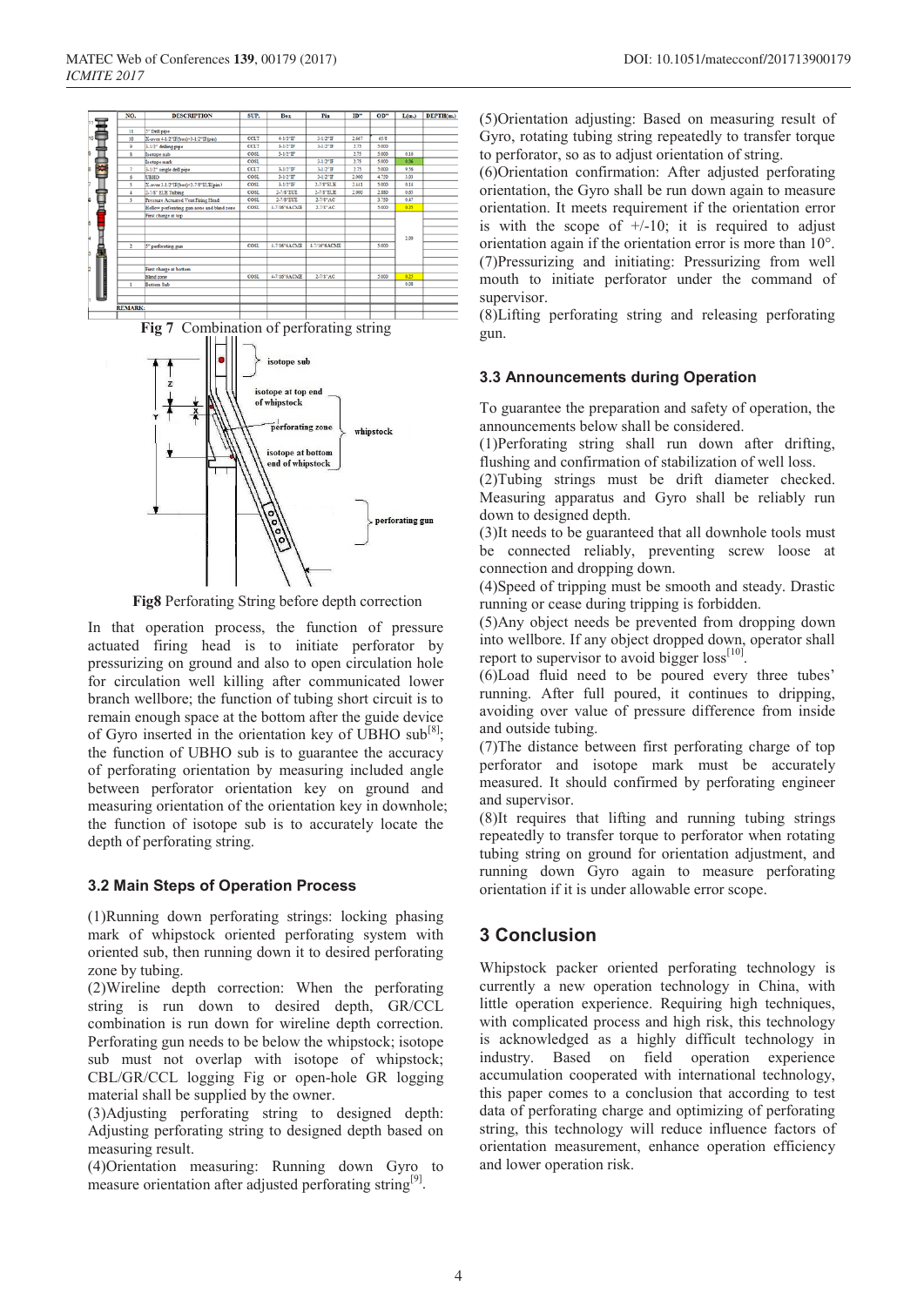| NO. | DESCRIPTION | SUP. | Box | Pin | ID" | OD" | L(m.) | DEPTH(m.) |
|---|---|---|---|---|---|---|---|---|
| 11 | 5" Drill pipe | | | | | | | |
| 10 | X-over 4-1/2"IF(box)×3-1/2"IF(pin) | CCLT | 4-1/2"IF | 3-1/2"IF | 2.667 | 6.5 | | |
| 9 | 3-1/2" drilling pipe | CCLT | 3-1/2"IF | 3-1/2"IF | 2.75 | 5.000 | | |
| 8 | Isotope sub | COSL | 3-1/2"IF | | 2.75 | 5.000 | 9.18 | |
| | Isotope mark | COSL | | 3-1/2"IF | 2.75 | 5.000 | 0.06 | |
| 7 | 3-1/2" single drill pipe | CCLT | 3-1/2"IF | 3-1/2"IF | 2.75 | 5.000 | 9.36 | |
| 6 | UBHO | COSL | 3-1/2"IF | 3-1/2"IF | 2.990 | 4.750 | 1.00 | |
| 5 | X-over 3-1/2"IF(box)×2-7/8"EUE(pin) | COSL | 3-1/2"IF | 2-7/8"EUE | 2.441 | 5.000 | 0.11 | |
| 4 | 2-7/8" EUE Tubing | COSL | 2-7/8"EUE | 2-7/8"EUE | 2.900 | 2.880 | 0.00 | |
| 3 | Pressure Actuated Vent Firing Head | COSL | 2-7/8"EUE | 2-7/8"ACME | | 3.750 | 0.67 | |
| | Hollow perforating gun zone and blind zone | COSL | 1-7/16"6ACME | 2-7/8"ACME | | 5.000 | 0.35 | |
| | First charge at top | | | | | | | |
| 2 | 5" perforating gun | COSL | 1-7/16"6ACME | 1-7/16"6ACME | | 5.000 | 2.00 | |
| | First charge at bottom | | | | | | | |
| | Blind zone | COSL | 4-7/16"6ACME | 2-7/8"ACME | | 5.000 | 0.25 | |
| 1 | Bottom Sub | | | | | | 0.08 | |
| REMARK: | | | | | | | | |

**Fig 7** Combination of perforating string

**Fig8** Perforating String before depth correction

In that operation process, the function of pressure actuated firing head is to initiate perforator by pressurizing on ground and also to open circulation hole for circulation well killing after communicated lower branch wellbore; the function of tubing short circuit is to remain enough space at the bottom after the guide device of Gyro inserted in the orientation key of UBHO sub[8]; the function of UBHO sub is to guarantee the accuracy of perforating orientation by measuring included angle between perforator orientation key on ground and measuring orientation of the orientation key in downhole; the function of isotope sub is to accurately locate the depth of perforating string.

### 3.2 Main Steps of Operation Process

(1)Running down perforating strings: locking phasing mark of whipstock oriented perforating system with oriented sub, then running down it to desired perforating zone by tubing.

(2)Wireline depth correction: When the perforating string is run down to desired depth, GR/CCL combination is run down for wireline depth correction. Perforating gun needs to be below the whipstock; isotope sub must not overlap with isotope of whipstock; CBL/GR/CCL logging Fig or open-hole GR logging material shall be supplied by the owner.

(3)Adjusting perforating string to designed depth: Adjusting perforating string to designed depth based on measuring result.

(4)Orientation measuring: Running down Gyro to measure orientation after adjusted perforating string[9].

(5)Orientation adjusting: Based on measuring result of Gyro, rotating tubing string repeatedly to transfer torque to perforator, so as to adjust orientation of string.

(6)Orientation confirmation: After adjusted perforating orientation, the Gyro shall be run down again to measure orientation. It meets requirement if the orientation error is with the scope of +/-10; it is required to adjust orientation again if the orientation error is more than 10°.

(7)Pressurizing and initiating: Pressurizing from well mouth to initiate perforator under the command of supervisor.

(8)Lifting perforating string and releasing perforating gun.

### 3.3 Announcements during Operation

To guarantee the preparation and safety of operation, the announcements below shall be considered.

(1)Perforating string shall run down after drifting, flushing and confirmation of stabilization of well loss.

(2)Tubing strings must be drift diameter checked. Measuring apparatus and Gyro shall be reliably run down to designed depth.

(3)It needs to be guaranteed that all downhole tools must be connected reliably, preventing screw loose at connection and dropping down.

(4)Speed of tripping must be smooth and steady. Drastic running or cease during tripping is forbidden.

(5)Any object needs be prevented from dropping down into wellbore. If any object dropped down, operator shall report to supervisor to avoid bigger loss[10].

(6)Load fluid need to be poured every three tubes' running. After full poured, it continues to dripping, avoiding over value of pressure difference from inside and outside tubing.

(7)The distance between first perforating charge of top perforator and isotope mark must be accurately measured. It should confirmed by perforating engineer and supervisor.

(8)It requires that lifting and running tubing strings repeatedly to transfer torque to perforator when rotating tubing string on ground for orientation adjustment, and running down Gyro again to measure perforating orientation if it is under allowable error scope.

## 3 Conclusion

Whipstock packer oriented perforating technology is currently a new operation technology in China, with little operation experience. Requiring high techniques, with complicated process and high risk, this technology is acknowledged as a highly difficult technology in industry. Based on field operation experience accumulation cooperated with international technology, this paper comes to a conclusion that according to test data of perforating charge and optimizing of perforating string, this technology will reduce influence factors of orientation measurement, enhance operation efficiency and lower operation risk.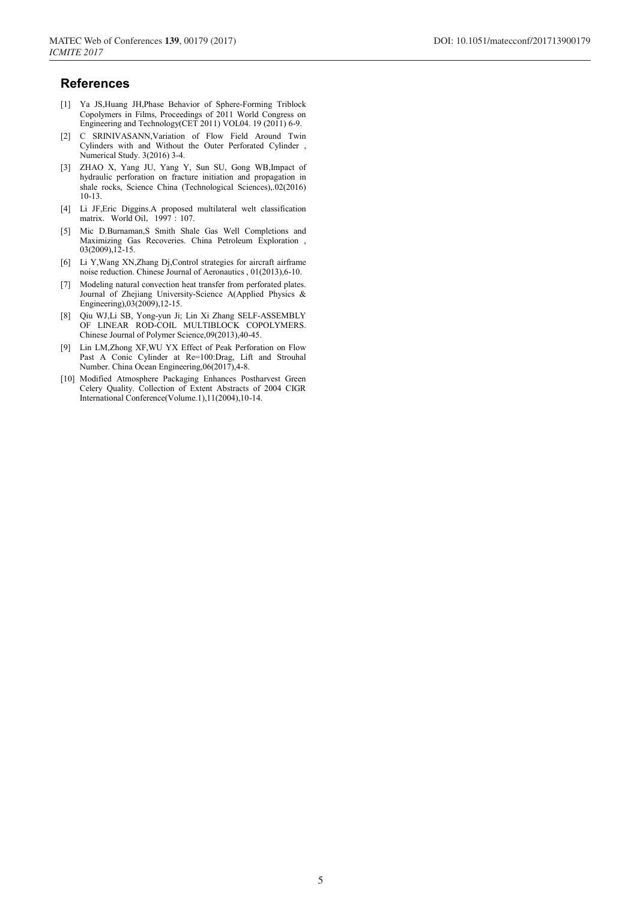## References

1. [1] Ya JS,Huang JH,Phase Behavior of Sphere-Forming Triblock Copolymers in Films, Proceedings of 2011 World Congress on Engineering and Technology(CET 2011) VOL04. 19 (2011) 6-9.
2. [2] C SRINIVASANN,Variation of Flow Field Around Twin Cylinders with and Without the Outer Perforated Cylinder , Numerical Study. 3(2016) 3-4.
3. [3] ZHAO X, Yang JU, Yang Y, Sun SU, Gong WB,Impact of hydraulic perforation on fracture initiation and propagation in shale rocks, Science China (Technological Sciences),.02(2016) 10-13.
4. [4] Li JF,Eric Diggins.A proposed multilateral welt classification matrix. World Oil, 1997 : 107.
5. [5] Mic D.Burnaman,S Smith Shale Gas Well Completions and Maximizing Gas Recoveries. China Petroleum Exploration , 03(2009),12-15.
6. [6] Li Y,Wang XN,Zhang Dj,Control strategies for aircraft airframe noise reduction. Chinese Journal of Aeronautics , 01(2013),6-10.
7. [7] Modeling natural convection heat transfer from perforated plates. Journal of Zhejiang University-Science A(Applied Physics & Engineering),03(2009),12-15.
8. [8] Qiu WJ,Li SB, Yong-yun Ji; Lin Xi Zhang SELF-ASSEMBLY OF LINEAR ROD-COIL MULTIBLOCK COPOLYMERS. Chinese Journal of Polymer Science,09(2013),40-45.
9. [9] Lin LM,Zhong XF,WU YX Effect of Peak Perforation on Flow Past A Conic Cylinder at Re=100:Drag, Lift and Strouhal Number. China Ocean Engineering,06(2017),4-8.
10. [10] Modified Atmosphere Packaging Enhances Postharvest Green Celery Quality. Collection of Extent Abstracts of 2004 CIGR International Conference(Volume.1),11(2004),10-14.